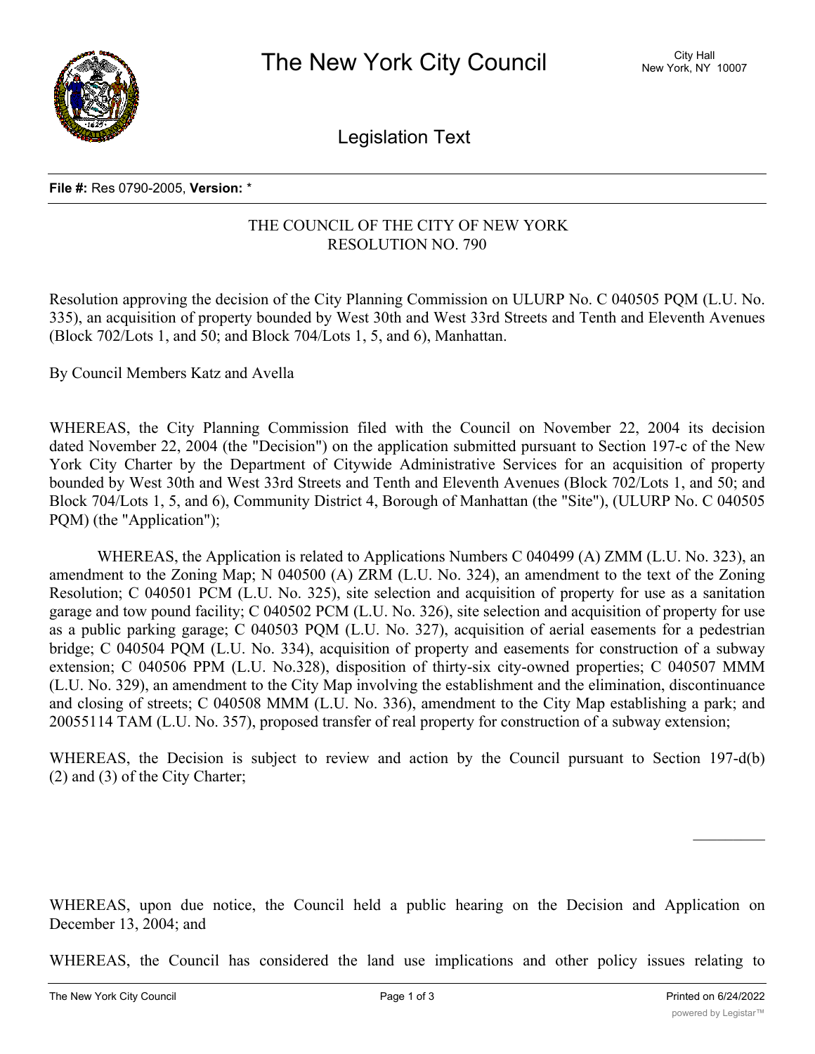# The New York City Council

Legislation Text

**File #:** Res 0790-2005, **Version:** *

THE COUNCIL OF THE CITY OF NEW YORK
RESOLUTION NO. 790

Resolution approving the decision of the City Planning Commission on ULURP No. C 040505 PQM (L.U. No. 335), an acquisition of property bounded by West 30th and West 33rd Streets and Tenth and Eleventh Avenues (Block 702/Lots 1, and 50; and Block 704/Lots 1, 5, and 6), Manhattan.

By Council Members Katz and Avella

WHEREAS, the City Planning Commission filed with the Council on November 22, 2004 its decision dated November 22, 2004 (the "Decision") on the application submitted pursuant to Section 197-c of the New York City Charter by the Department of Citywide Administrative Services for an acquisition of property bounded by West 30th and West 33rd Streets and Tenth and Eleventh Avenues (Block 702/Lots 1, and 50; and Block 704/Lots 1, 5, and 6), Community District 4, Borough of Manhattan (the "Site"), (ULURP No. C 040505 PQM) (the "Application");

WHEREAS, the Application is related to Applications Numbers C 040499 (A) ZMM (L.U. No. 323), an amendment to the Zoning Map; N 040500 (A) ZRM (L.U. No. 324), an amendment to the text of the Zoning Resolution; C 040501 PCM (L.U. No. 325), site selection and acquisition of property for use as a sanitation garage and tow pound facility; C 040502 PCM (L.U. No. 326), site selection and acquisition of property for use as a public parking garage; C 040503 PQM (L.U. No. 327), acquisition of aerial easements for a pedestrian bridge; C 040504 PQM (L.U. No. 334), acquisition of property and easements for construction of a subway extension; C 040506 PPM (L.U. No.328), disposition of thirty-six city-owned properties; C 040507 MMM (L.U. No. 329), an amendment to the City Map involving the establishment and the elimination, discontinuance and closing of streets; C 040508 MMM (L.U. No. 336), amendment to the City Map establishing a park; and 20055114 TAM (L.U. No. 357), proposed transfer of real property for construction of a subway extension;

WHEREAS, the Decision is subject to review and action by the Council pursuant to Section 197-d(b)(2) and (3) of the City Charter;

WHEREAS, upon due notice, the Council held a public hearing on the Decision and Application on December 13, 2004; and

WHEREAS, the Council has considered the land use implications and other policy issues relating to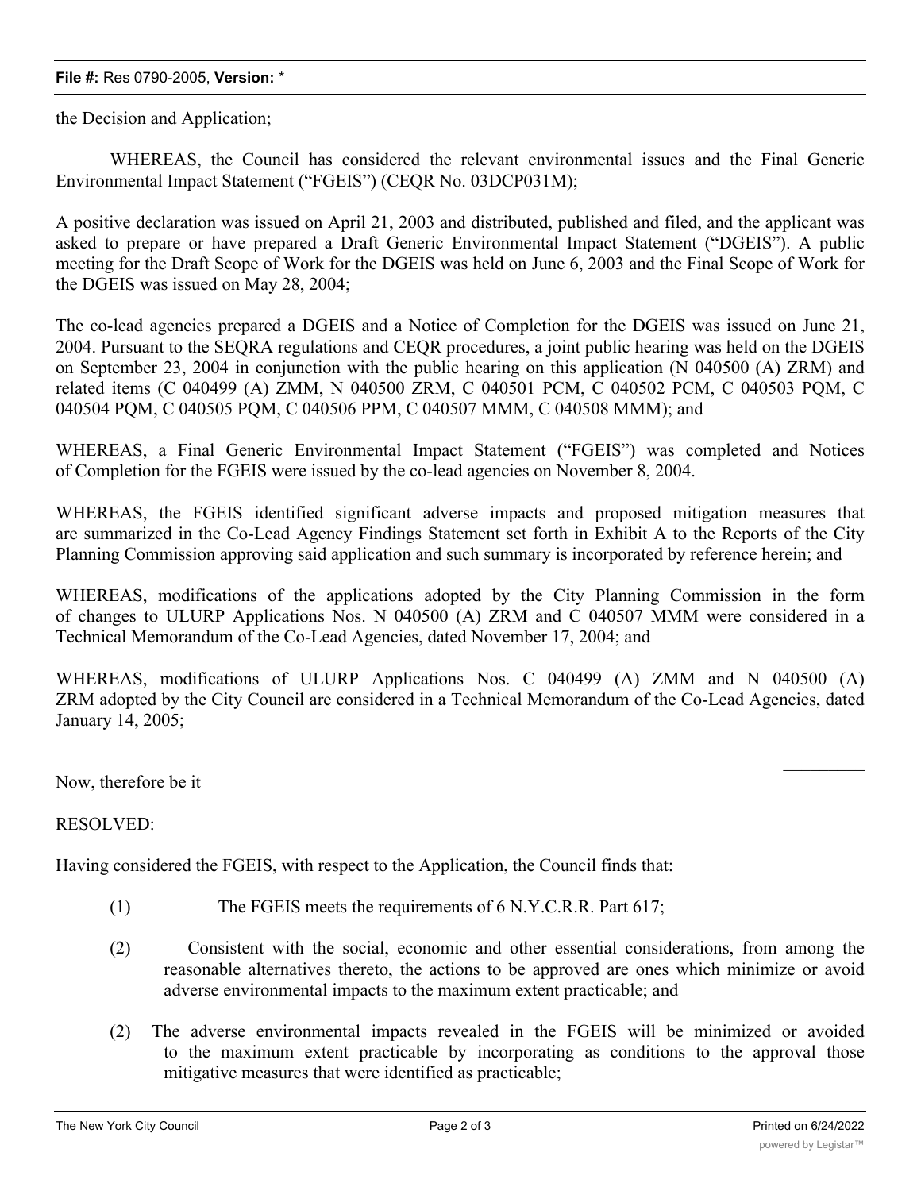the Decision and Application;

WHEREAS, the Council has considered the relevant environmental issues and the Final Generic Environmental Impact Statement ("FGEIS") (CEQR No. 03DCP031M);

A positive declaration was issued on April 21, 2003 and distributed, published and filed, and the applicant was asked to prepare or have prepared a Draft Generic Environmental Impact Statement ("DGEIS"). A public meeting for the Draft Scope of Work for the DGEIS was held on June 6, 2003 and the Final Scope of Work for the DGEIS was issued on May 28, 2004;

The co-lead agencies prepared a DGEIS and a Notice of Completion for the DGEIS was issued on June 21, 2004. Pursuant to the SEQRA regulations and CEQR procedures, a joint public hearing was held on the DGEIS on September 23, 2004 in conjunction with the public hearing on this application (N 040500 (A) ZRM) and related items (C 040499 (A) ZMM, N 040500 ZRM, C 040501 PCM, C 040502 PCM, C 040503 PQM, C 040504 PQM, C 040505 PQM, C 040506 PPM, C 040507 MMM, C 040508 MMM); and

WHEREAS, a Final Generic Environmental Impact Statement ("FGEIS") was completed and Notices of Completion for the FGEIS were issued by the co-lead agencies on November 8, 2004.

WHEREAS, the FGEIS identified significant adverse impacts and proposed mitigation measures that are summarized in the Co-Lead Agency Findings Statement set forth in Exhibit A to the Reports of the City Planning Commission approving said application and such summary is incorporated by reference herein; and

WHEREAS, modifications of the applications adopted by the City Planning Commission in the form of changes to ULURP Applications Nos. N 040500 (A) ZRM and C 040507 MMM were considered in a Technical Memorandum of the Co-Lead Agencies, dated November 17, 2004; and

WHEREAS, modifications of ULURP Applications Nos. C 040499 (A) ZMM and N 040500 (A) ZRM adopted by the City Council are considered in a Technical Memorandum of the Co-Lead Agencies, dated January 14, 2005;

Now, therefore be it

RESOLVED:

Having considered the FGEIS, with respect to the Application, the Council finds that:

(1) The FGEIS meets the requirements of 6 N.Y.C.R.R. Part 617;

(2) Consistent with the social, economic and other essential considerations, from among the reasonable alternatives thereto, the actions to be approved are ones which minimize or avoid adverse environmental impacts to the maximum extent practicable; and

(2) The adverse environmental impacts revealed in the FGEIS will be minimized or avoided to the maximum extent practicable by incorporating as conditions to the approval those mitigative measures that were identified as practicable;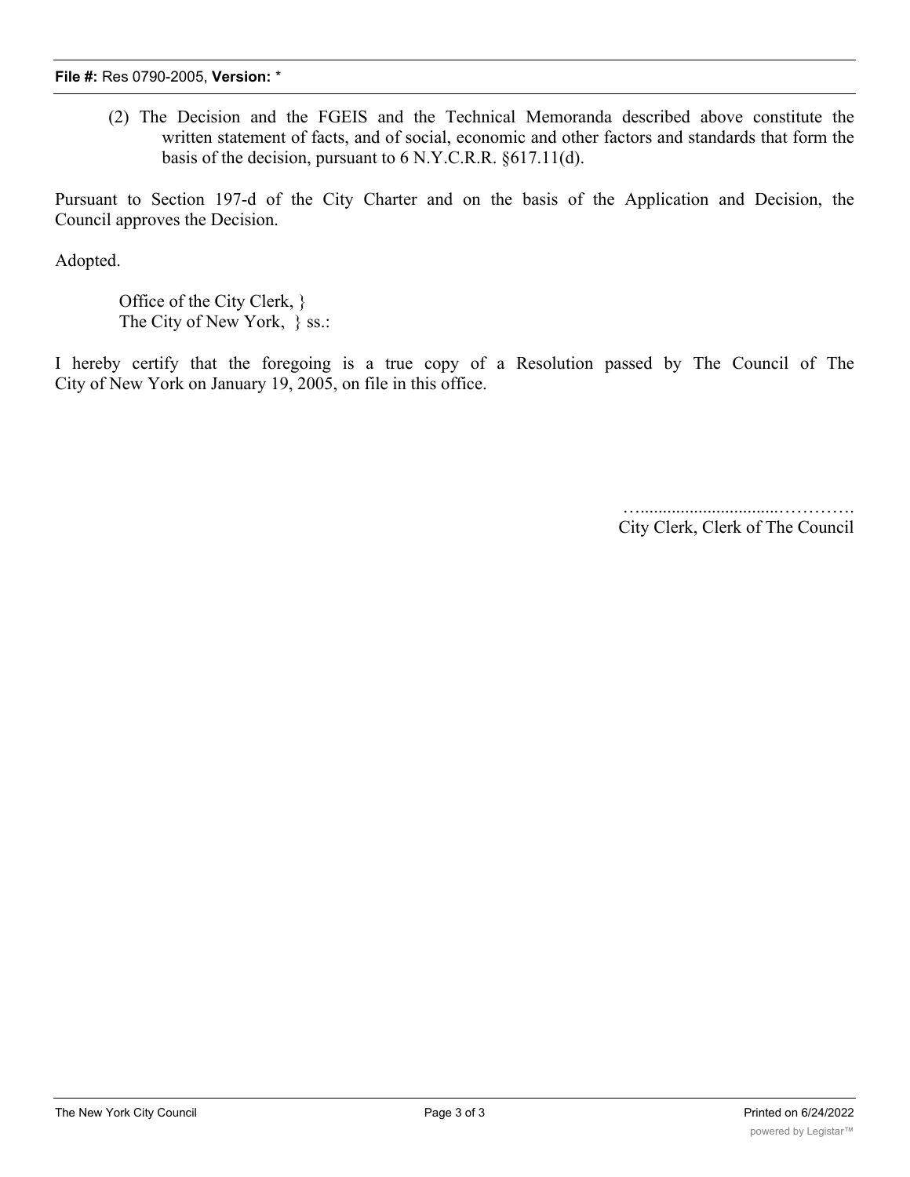(2) The Decision and the FGEIS and the Technical Memoranda described above constitute the written statement of facts, and of social, economic and other factors and standards that form the basis of the decision, pursuant to 6 N.Y.C.R.R. §617.11(d).

Pursuant to Section 197-d of the City Charter and on the basis of the Application and Decision, the Council approves the Decision.

Adopted.

Office of the City Clerk, }
The City of New York, } ss.:

I hereby certify that the foregoing is a true copy of a Resolution passed by The Council of The City of New York on January 19, 2005, on file in this office.

…..............................…………
City Clerk, Clerk of The Council